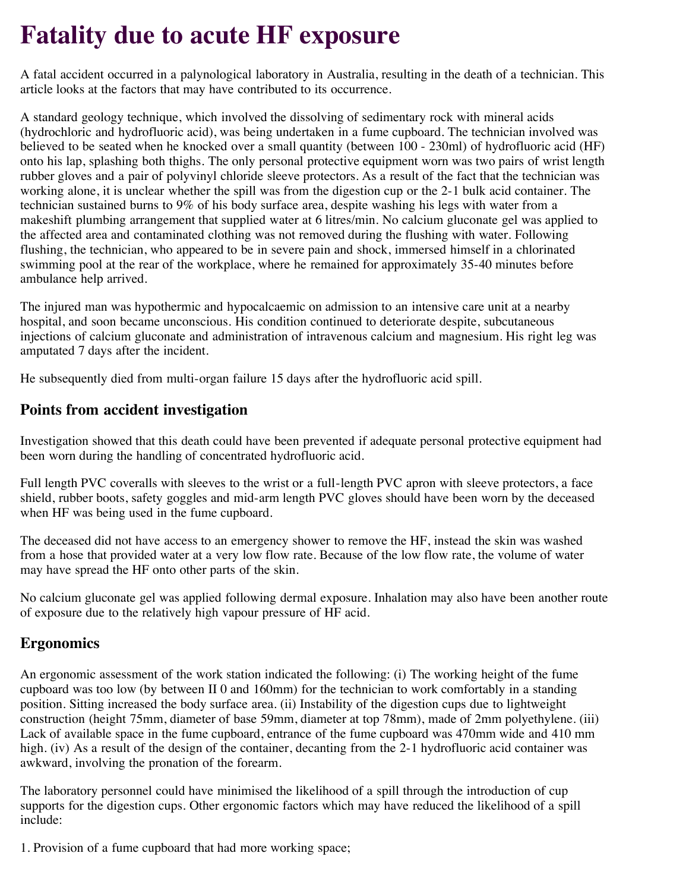# Fatality due to acute HF exposure

A fatal accident occurred in a palynological laboratory in Australia, resulting in the death of a technician. This article looks at the factors that may have contributed to its occurrence.

A standard geology technique, which involved the dissolving of sedimentary rock with mineral acids (hydrochloric and hydrofluoric acid), was being undertaken in a fume cupboard. The technician involved was believed to be seated when he knocked over a small quantity (between 100 - 230ml) of hydrofluoric acid (HF) onto his lap, splashing both thighs. The only personal protective equipment worn was two pairs of wrist length rubber gloves and a pair of polyvinyl chloride sleeve protectors. As a result of the fact that the technician was working alone, it is unclear whether the spill was from the digestion cup or the 2-1 bulk acid container. The technician sustained burns to 9% of his body surface area, despite washing his legs with water from a makeshift plumbing arrangement that supplied water at 6 litres/min. No calcium gluconate gel was applied to the affected area and contaminated clothing was not removed during the flushing with water. Following flushing, the technician, who appeared to be in severe pain and shock, immersed himself in a chlorinated swimming pool at the rear of the workplace, where he remained for approximately 35-40 minutes before ambulance help arrived.

The injured man was hypothermic and hypocalcaemic on admission to an intensive care unit at a nearby hospital, and soon became unconscious. His condition continued to deteriorate despite, subcutaneous injections of calcium gluconate and administration of intravenous calcium and magnesium. His right leg was amputated 7 days after the incident.

He subsequently died from multi-organ failure 15 days after the hydrofluoric acid spill.

## Points from accident investigation

Investigation showed that this death could have been prevented if adequate personal protective equipment had been worn during the handling of concentrated hydrofluoric acid.

Full length PVC coveralls with sleeves to the wrist or a full-length PVC apron with sleeve protectors, a face shield, rubber boots, safety goggles and mid-arm length PVC gloves should have been worn by the deceased when HF was being used in the fume cupboard.

The deceased did not have access to an emergency shower to remove the HF, instead the skin was washed from a hose that provided water at a very low flow rate. Because of the low flow rate, the volume of water may have spread the HF onto other parts of the skin.

No calcium gluconate gel was applied following dermal exposure. Inhalation may also have been another route of exposure due to the relatively high vapour pressure of HF acid.

## Ergonomics

An ergonomic assessment of the work station indicated the following: (i) The working height of the fume cupboard was too low (by between II 0 and 160mm) for the technician to work comfortably in a standing position. Sitting increased the body surface area. (ii) Instability of the digestion cups due to lightweight construction (height 75mm, diameter of base 59mm, diameter at top 78mm), made of 2mm polyethylene. (iii) Lack of available space in the fume cupboard, entrance of the fume cupboard was 470mm wide and 410 mm high. (iv) As a result of the design of the container, decanting from the 2-1 hydrofluoric acid container was awkward, involving the pronation of the forearm.

The laboratory personnel could have minimised the likelihood of a spill through the introduction of cup supports for the digestion cups. Other ergonomic factors which may have reduced the likelihood of a spill include:

1. Provision of a fume cupboard that had more working space;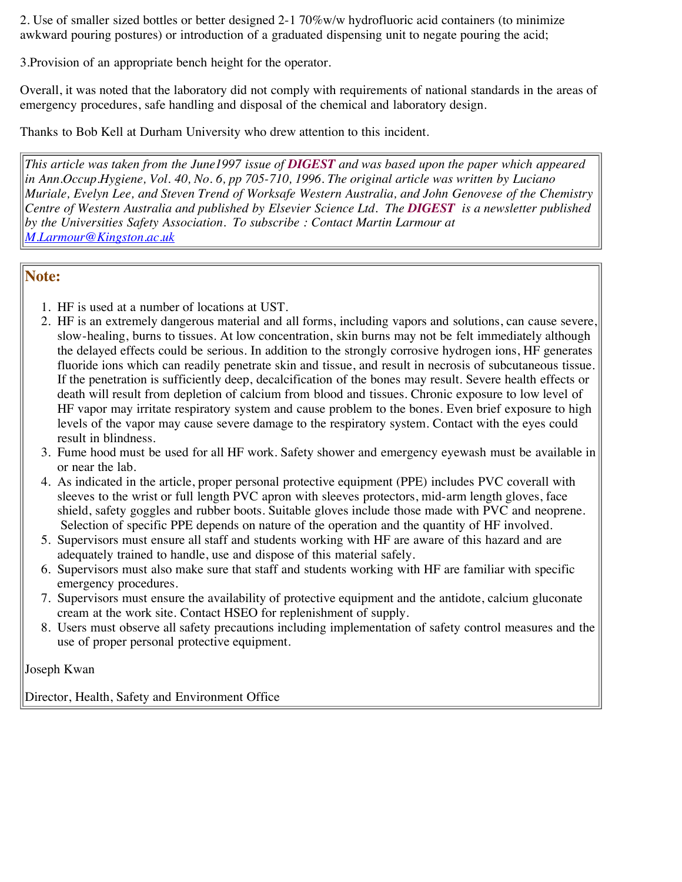2. Use of smaller sized bottles or better designed 2-1 70%w/w hydrofluoric acid containers (to minimize awkward pouring postures) or introduction of a graduated dispensing unit to negate pouring the acid;

3.Provision of an appropriate bench height for the operator.

Overall, it was noted that the laboratory did not comply with requirements of national standards in the areas of emergency procedures, safe handling and disposal of the chemical and laboratory design.

Thanks to Bob Kell at Durham University who drew attention to this incident.

*This article was taken from the June1997 issue of* ***DIGEST*** *and was based upon the paper which appeared in Ann.Occup.Hygiene, Vol. 40, No. 6, pp 705-710, 1996. The original article was written by Luciano Muriale, Evelyn Lee, and Steven Trend of Worksafe Western Australia, and John Genovese of the Chemistry Centre of Western Australia and published by Elsevier Science Ltd. The* ***DIGEST*** *is a newsletter published by the Universities Safety Association. To subscribe : Contact Martin Larmour at [M.Larmour@Kingston.ac.uk](mailto:M.Larmour@Kingston.ac.uk)*

## Note:

1. HF is used at a number of locations at UST.
2. HF is an extremely dangerous material and all forms, including vapors and solutions, can cause severe, slow-healing, burns to tissues. At low concentration, skin burns may not be felt immediately although the delayed effects could be serious. In addition to the strongly corrosive hydrogen ions, HF generates fluoride ions which can readily penetrate skin and tissue, and result in necrosis of subcutaneous tissue. If the penetration is sufficiently deep, decalcification of the bones may result. Severe health effects or death will result from depletion of calcium from blood and tissues. Chronic exposure to low level of HF vapor may irritate respiratory system and cause problem to the bones. Even brief exposure to high levels of the vapor may cause severe damage to the respiratory system. Contact with the eyes could result in blindness.
3. Fume hood must be used for all HF work. Safety shower and emergency eyewash must be available in or near the lab.
4. As indicated in the article, proper personal protective equipment (PPE) includes PVC coverall with sleeves to the wrist or full length PVC apron with sleeves protectors, mid-arm length gloves, face shield, safety goggles and rubber boots. Suitable gloves include those made with PVC and neoprene. Selection of specific PPE depends on nature of the operation and the quantity of HF involved.
5. Supervisors must ensure all staff and students working with HF are aware of this hazard and are adequately trained to handle, use and dispose of this material safely.
6. Supervisors must also make sure that staff and students working with HF are familiar with specific emergency procedures.
7. Supervisors must ensure the availability of protective equipment and the antidote, calcium gluconate cream at the work site. Contact HSEO for replenishment of supply.
8. Users must observe all safety precautions including implementation of safety control measures and the use of proper personal protective equipment.

Joseph Kwan

Director, Health, Safety and Environment Office